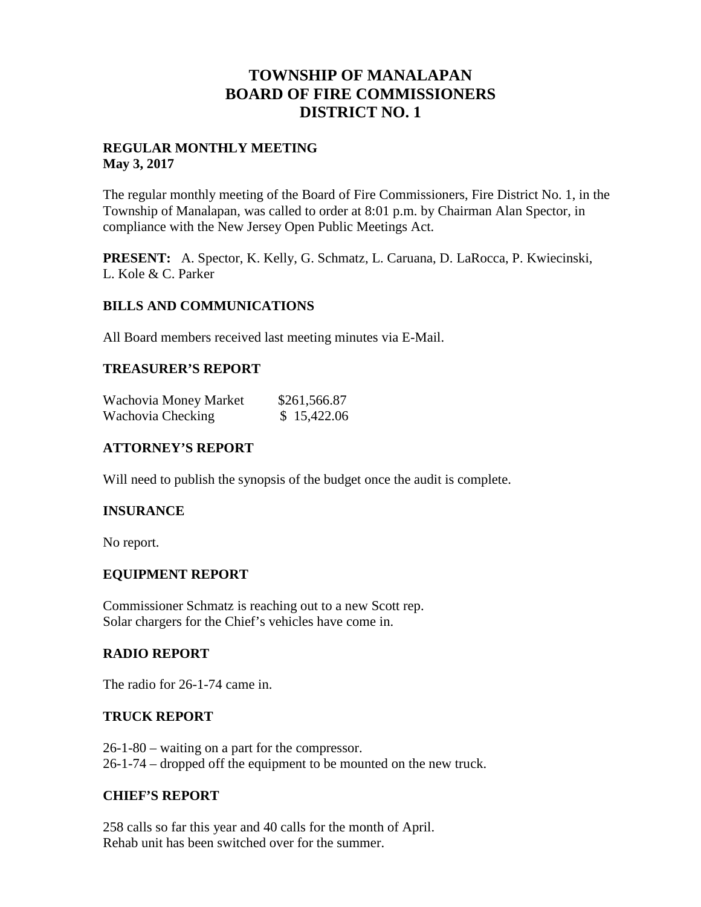# TOWNSHIP OF MANALAPAN
# BOARD OF FIRE COMMISSIONERS
# DISTRICT NO. 1

**REGULAR MONTHLY MEETING**
**May 3, 2017**

The regular monthly meeting of the Board of Fire Commissioners, Fire District No. 1, in the Township of Manalapan, was called to order at 8:01 p.m. by Chairman Alan Spector, in compliance with the New Jersey Open Public Meetings Act.

**PRESENT:** A. Spector, K. Kelly, G. Schmatz, L. Caruana, D. LaRocca, P. Kwiecinski, L. Kole & C. Parker

## BILLS AND COMMUNICATIONS

All Board members received last meeting minutes via E-Mail.

## TREASURER'S REPORT

| | |
|---|---|
| Wachovia Money Market | $261,566.87 |
| Wachovia Checking | $ 15,422.06 |

## ATTORNEY'S REPORT

Will need to publish the synopsis of the budget once the audit is complete.

## INSURANCE

No report.

## EQUIPMENT REPORT

Commissioner Schmatz is reaching out to a new Scott rep.
Solar chargers for the Chief's vehicles have come in.

## RADIO REPORT

The radio for 26-1-74 came in.

## TRUCK REPORT

26-1-80 – waiting on a part for the compressor.
26-1-74 – dropped off the equipment to be mounted on the new truck.

## CHIEF'S REPORT

258 calls so far this year and 40 calls for the month of April.
Rehab unit has been switched over for the summer.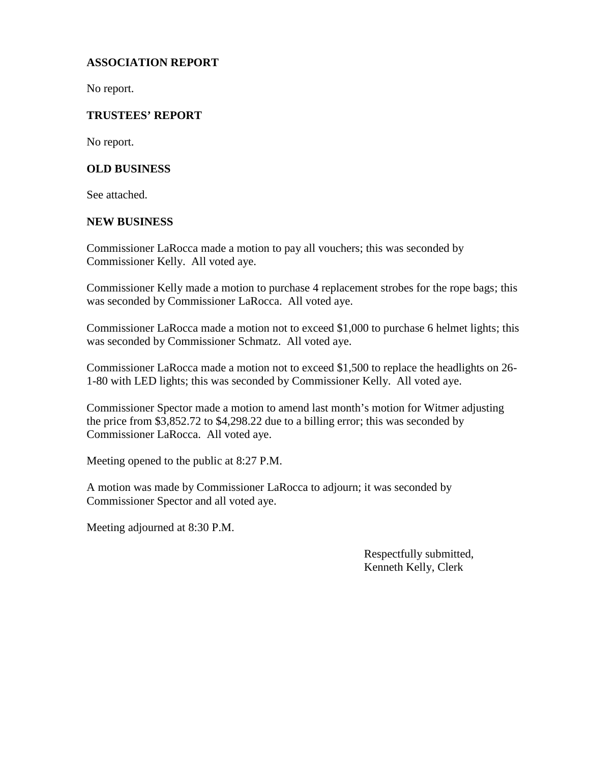**ASSOCIATION REPORT**

No report.

**TRUSTEES' REPORT**

No report.

**OLD BUSINESS**

See attached.

**NEW BUSINESS**

Commissioner LaRocca made a motion to pay all vouchers; this was seconded by Commissioner Kelly. All voted aye.

Commissioner Kelly made a motion to purchase 4 replacement strobes for the rope bags; this was seconded by Commissioner LaRocca. All voted aye.

Commissioner LaRocca made a motion not to exceed $1,000 to purchase 6 helmet lights; this was seconded by Commissioner Schmatz. All voted aye.

Commissioner LaRocca made a motion not to exceed $1,500 to replace the headlights on 26-1-80 with LED lights; this was seconded by Commissioner Kelly. All voted aye.

Commissioner Spector made a motion to amend last month's motion for Witmer adjusting the price from $3,852.72 to $4,298.22 due to a billing error; this was seconded by Commissioner LaRocca. All voted aye.

Meeting opened to the public at 8:27 P.M.

A motion was made by Commissioner LaRocca to adjourn; it was seconded by Commissioner Spector and all voted aye.

Meeting adjourned at 8:30 P.M.

Respectfully submitted,
Kenneth Kelly, Clerk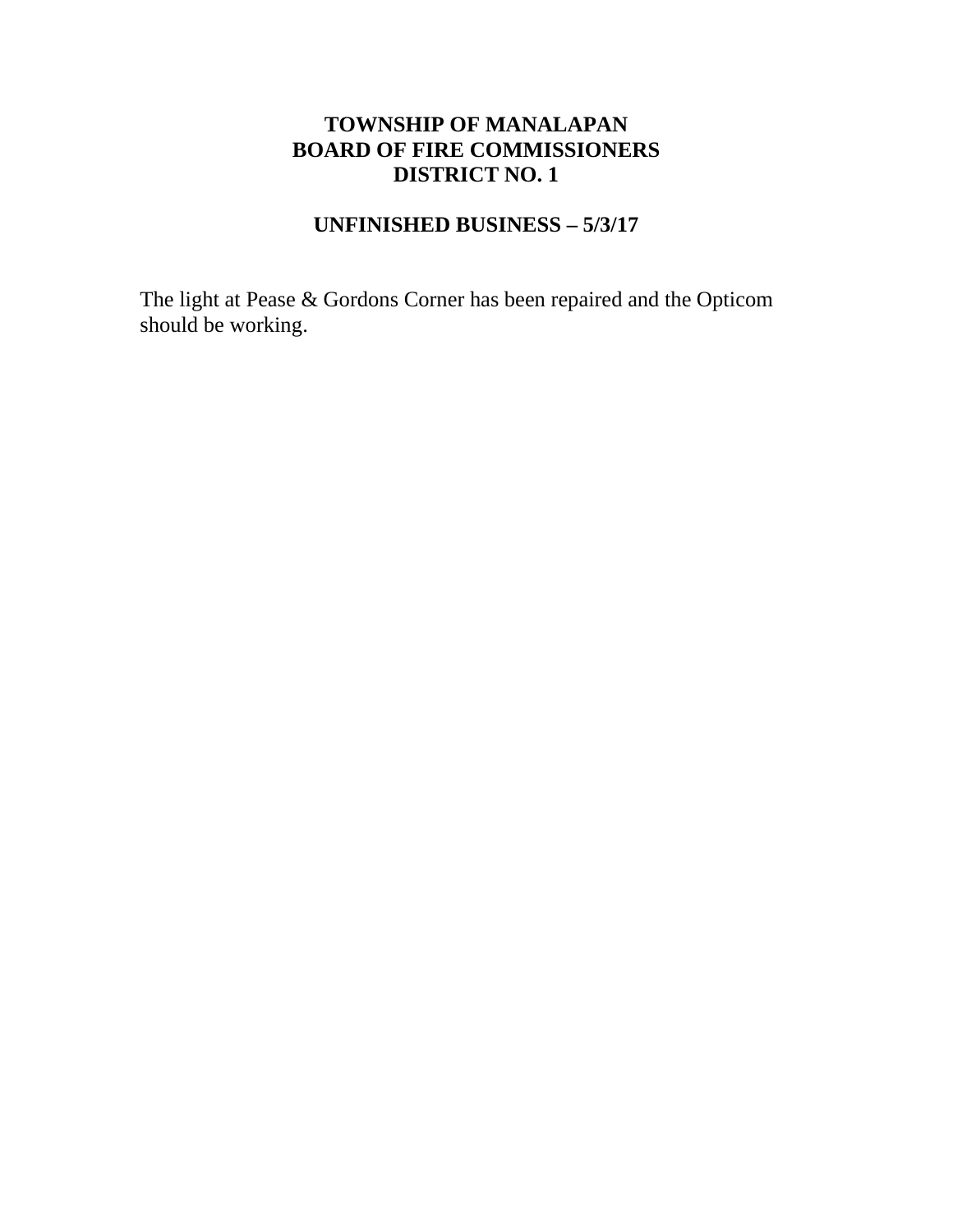**TOWNSHIP OF MANALAPAN**
**BOARD OF FIRE COMMISSIONERS**
**DISTRICT NO. 1**

**UNFINISHED BUSINESS – 5/3/17**

The light at Pease & Gordons Corner has been repaired and the Opticom should be working.